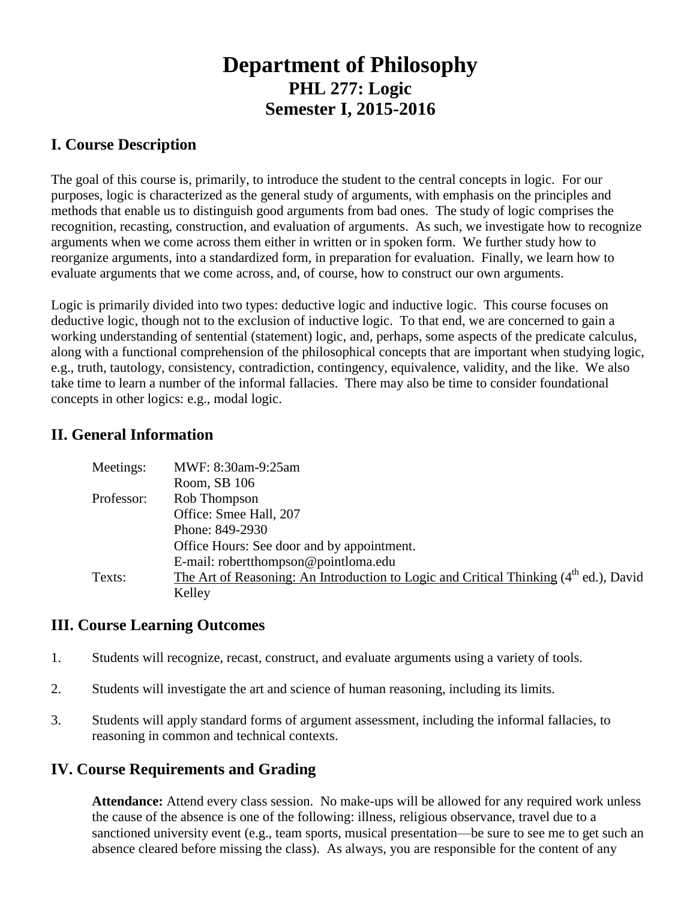# Department of Philosophy
## PHL 277: Logic
## Semester I, 2015-2016

## I. Course Description

The goal of this course is, primarily, to introduce the student to the central concepts in logic. For our purposes, logic is characterized as the general study of arguments, with emphasis on the principles and methods that enable us to distinguish good arguments from bad ones. The study of logic comprises the recognition, recasting, construction, and evaluation of arguments. As such, we investigate how to recognize arguments when we come across them either in written or in spoken form. We further study how to reorganize arguments, into a standardized form, in preparation for evaluation. Finally, we learn how to evaluate arguments that we come across, and, of course, how to construct our own arguments.

Logic is primarily divided into two types: deductive logic and inductive logic. This course focuses on deductive logic, though not to the exclusion of inductive logic. To that end, we are concerned to gain a working understanding of sentential (statement) logic, and, perhaps, some aspects of the predicate calculus, along with a functional comprehension of the philosophical concepts that are important when studying logic, e.g., truth, tautology, consistency, contradiction, contingency, equivalence, validity, and the like. We also take time to learn a number of the informal fallacies. There may also be time to consider foundational concepts in other logics: e.g., modal logic.

## II. General Information

| | |
|---|---|
| Meetings: | MWF: 8:30am-9:25am<br>Room, SB 106 |
| Professor: | Rob Thompson<br>Office: Smee Hall, 207<br>Phone: 849-2930<br>Office Hours: See door and by appointment.<br>E-mail: robertthompson@pointloma.edu |
| Texts: | The Art of Reasoning: An Introduction to Logic and Critical Thinking (4th ed.), David Kelley |

## III. Course Learning Outcomes

1. Students will recognize, recast, construct, and evaluate arguments using a variety of tools.

2. Students will investigate the art and science of human reasoning, including its limits.

3. Students will apply standard forms of argument assessment, including the informal fallacies, to reasoning in common and technical contexts.

## IV. Course Requirements and Grading

**Attendance:** Attend every class session. No make-ups will be allowed for any required work unless the cause of the absence is one of the following: illness, religious observance, travel due to a sanctioned university event (e.g., team sports, musical presentation—be sure to see me to get such an absence cleared before missing the class). As always, you are responsible for the content of any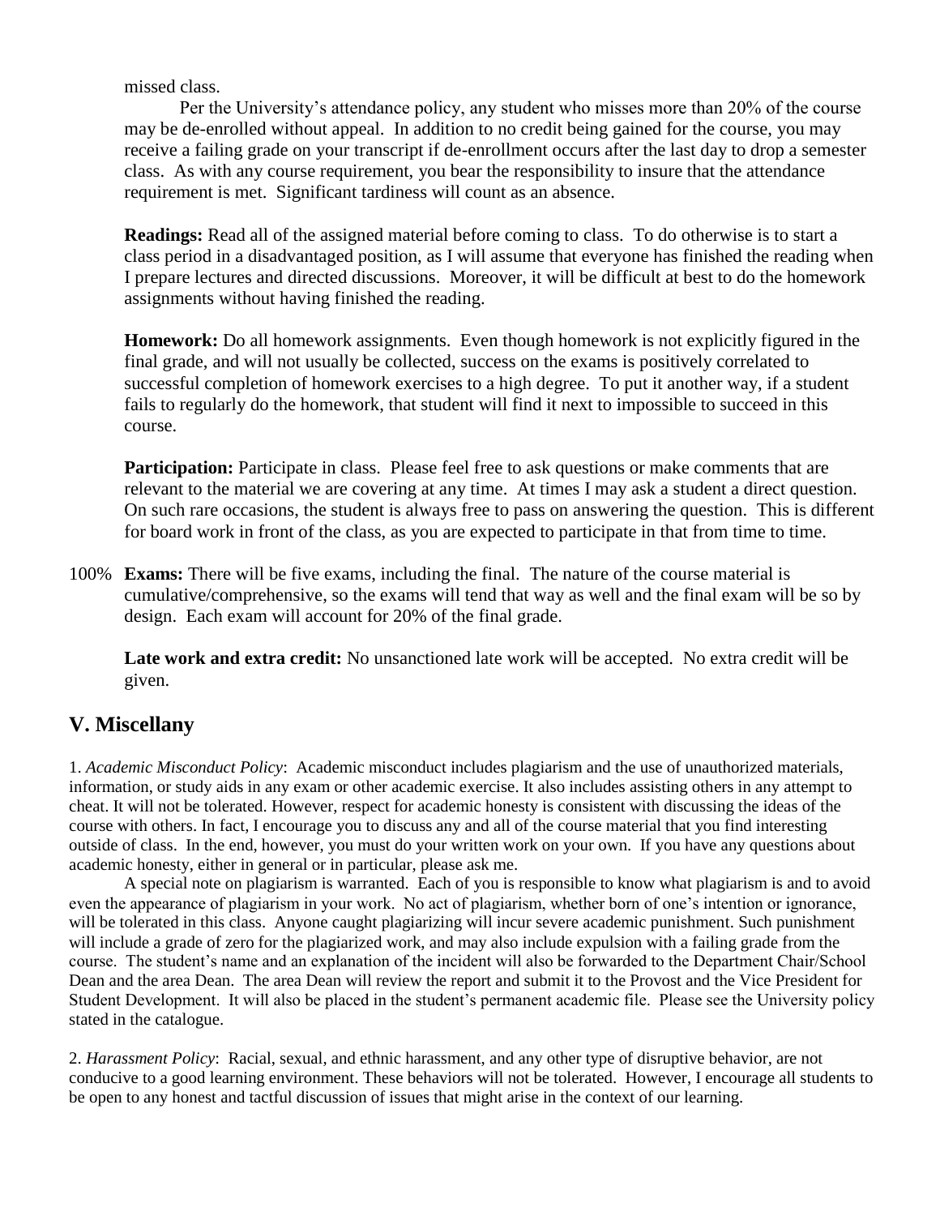missed class.

Per the University's attendance policy, any student who misses more than 20% of the course may be de-enrolled without appeal. In addition to no credit being gained for the course, you may receive a failing grade on your transcript if de-enrollment occurs after the last day to drop a semester class. As with any course requirement, you bear the responsibility to insure that the attendance requirement is met. Significant tardiness will count as an absence.

**Readings:** Read all of the assigned material before coming to class. To do otherwise is to start a class period in a disadvantaged position, as I will assume that everyone has finished the reading when I prepare lectures and directed discussions. Moreover, it will be difficult at best to do the homework assignments without having finished the reading.

**Homework:** Do all homework assignments. Even though homework is not explicitly figured in the final grade, and will not usually be collected, success on the exams is positively correlated to successful completion of homework exercises to a high degree. To put it another way, if a student fails to regularly do the homework, that student will find it next to impossible to succeed in this course.

**Participation:** Participate in class. Please feel free to ask questions or make comments that are relevant to the material we are covering at any time. At times I may ask a student a direct question. On such rare occasions, the student is always free to pass on answering the question. This is different for board work in front of the class, as you are expected to participate in that from time to time.

100% **Exams:** There will be five exams, including the final. The nature of the course material is cumulative/comprehensive, so the exams will tend that way as well and the final exam will be so by design. Each exam will account for 20% of the final grade.

**Late work and extra credit:** No unsanctioned late work will be accepted. No extra credit will be given.

## V. Miscellany

1. *Academic Misconduct Policy*: Academic misconduct includes plagiarism and the use of unauthorized materials, information, or study aids in any exam or other academic exercise. It also includes assisting others in any attempt to cheat. It will not be tolerated. However, respect for academic honesty is consistent with discussing the ideas of the course with others. In fact, I encourage you to discuss any and all of the course material that you find interesting outside of class. In the end, however, you must do your written work on your own. If you have any questions about academic honesty, either in general or in particular, please ask me.

A special note on plagiarism is warranted. Each of you is responsible to know what plagiarism is and to avoid even the appearance of plagiarism in your work. No act of plagiarism, whether born of one's intention or ignorance, will be tolerated in this class. Anyone caught plagiarizing will incur severe academic punishment. Such punishment will include a grade of zero for the plagiarized work, and may also include expulsion with a failing grade from the course. The student's name and an explanation of the incident will also be forwarded to the Department Chair/School Dean and the area Dean. The area Dean will review the report and submit it to the Provost and the Vice President for Student Development. It will also be placed in the student's permanent academic file. Please see the University policy stated in the catalogue.

2. *Harassment Policy*: Racial, sexual, and ethnic harassment, and any other type of disruptive behavior, are not conducive to a good learning environment. These behaviors will not be tolerated. However, I encourage all students to be open to any honest and tactful discussion of issues that might arise in the context of our learning.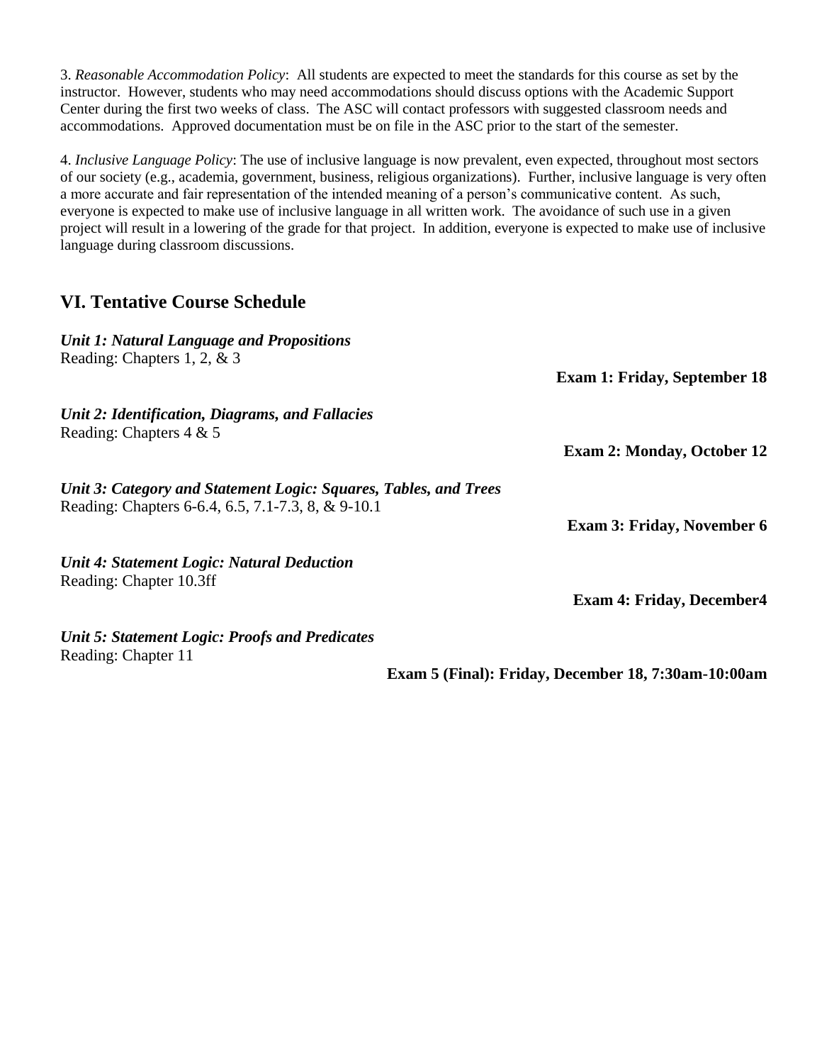3. *Reasonable Accommodation Policy*: All students are expected to meet the standards for this course as set by the instructor. However, students who may need accommodations should discuss options with the Academic Support Center during the first two weeks of class. The ASC will contact professors with suggested classroom needs and accommodations. Approved documentation must be on file in the ASC prior to the start of the semester.

4. *Inclusive Language Policy*: The use of inclusive language is now prevalent, even expected, throughout most sectors of our society (e.g., academia, government, business, religious organizations). Further, inclusive language is very often a more accurate and fair representation of the intended meaning of a person's communicative content. As such, everyone is expected to make use of inclusive language in all written work. The avoidance of such use in a given project will result in a lowering of the grade for that project. In addition, everyone is expected to make use of inclusive language during classroom discussions.

## VI. Tentative Course Schedule

***Unit 1: Natural Language and Propositions***
Reading: Chapters 1, 2, & 3

**Exam 1: Friday, September 18**

***Unit 2: Identification, Diagrams, and Fallacies***
Reading: Chapters 4 & 5

**Exam 2: Monday, October 12**

***Unit 3: Category and Statement Logic: Squares, Tables, and Trees***
Reading: Chapters 6-6.4, 6.5, 7.1-7.3, 8, & 9-10.1

**Exam 3: Friday, November 6**

***Unit 4: Statement Logic: Natural Deduction***
Reading: Chapter 10.3ff

**Exam 4: Friday, December4**

***Unit 5: Statement Logic: Proofs and Predicates***
Reading: Chapter 11

**Exam 5 (Final): Friday, December 18, 7:30am-10:00am**